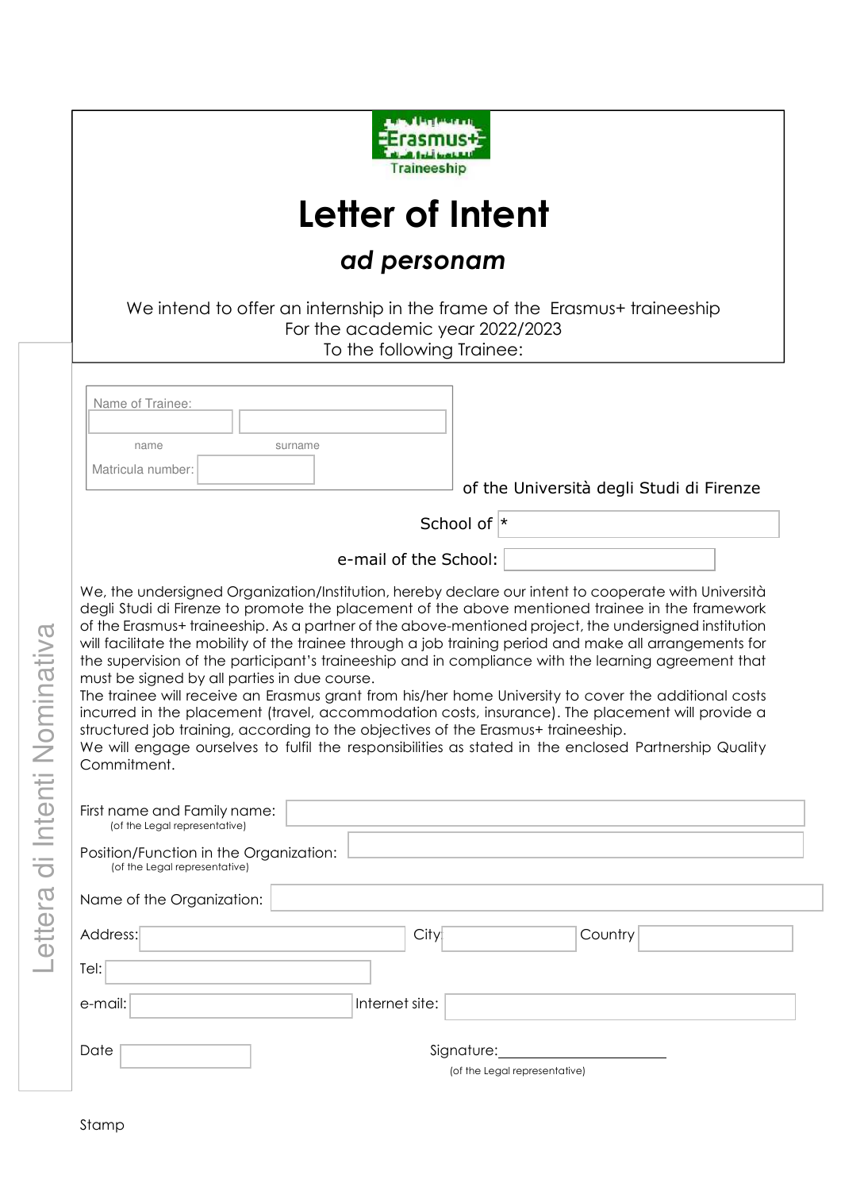Erasmus+ Traineeship

# Letter of Intent

## *ad personam*

We intend to offer an internship in the frame of the Erasmus+ traineeship
For the academic year 2022/2023
To the following Trainee:

Name of Trainee: ______________ ______________
name surname

Matricula number: ______________

of the Università degli Studi di Firenze

School of * ______________

e-mail of the School: ______________

We, the undersigned Organization/Institution, hereby declare our intent to cooperate with Università degli Studi di Firenze to promote the placement of the above mentioned trainee in the framework of the Erasmus+ traineeship. As a partner of the above-mentioned project, the undersigned institution will facilitate the mobility of the trainee through a job training period and make all arrangements for the supervision of the participant's traineeship and in compliance with the learning agreement that must be signed by all parties in due course.
The trainee will receive an Erasmus grant from his/her home University to cover the additional costs incurred in the placement (travel, accommodation costs, insurance). The placement will provide a structured job training, according to the objectives of the Erasmus+ traineeship.
We will engage ourselves to fulfil the responsibilities as stated in the enclosed Partnership Quality Commitment.

First name and Family name: ______________
(of the Legal representative)

Position/Function in the Organization: ______________
(of the Legal representative)

Name of the Organization: ______________

Address: ______________ City ______________ Country ______________

Tel: ______________

e-mail: ______________ Internet site: ______________

Date ______________ Signature: ______________
(of the Legal representative)

Stamp

Lettera di Intenti Nominativa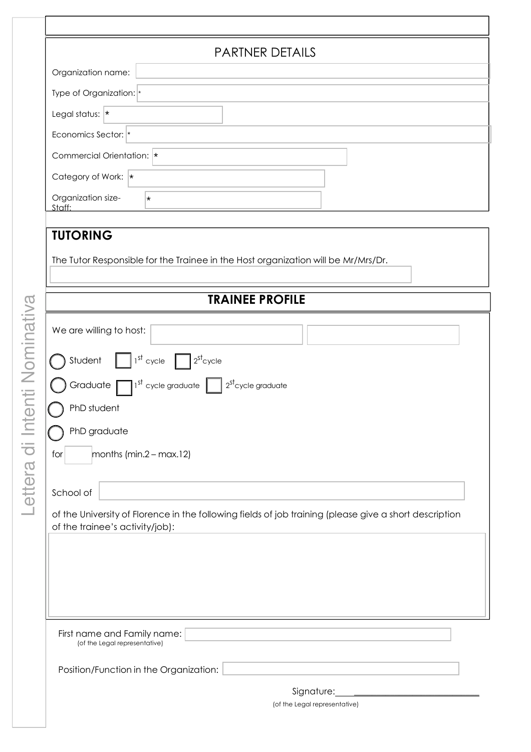## PARTNER DETAILS

Organization name:

Type of Organization: *

Legal status: *

Economics Sector: *

Commercial Orientation: *

Category of Work: *

Organization size-Staff: *

## TUTORING

The Tutor Responsible for the Trainee in the Host organization will be Mr/Mrs/Dr.

## TRAINEE PROFILE

We are willing to host:

- Student ☐ 1st cycle ☐ 2nd cycle
- Graduate ☐ 1st cycle graduate ☐ 2nd cycle graduate
- PhD student
- PhD graduate

for months (min.2 – max.12)

School of

of the University of Florence in the following fields of job training (please give a short description of the trainee's activity/job):

First name and Family name:
(of the Legal representative)

Position/Function in the Organization:

Signature: \_\_\_\_\_\_\_\_\_\_\_\_\_\_\_\_\_\_\_\_\_\_\_\_\_\_\_\_
(of the Legal representative)

Lettera di Intenti Nominativa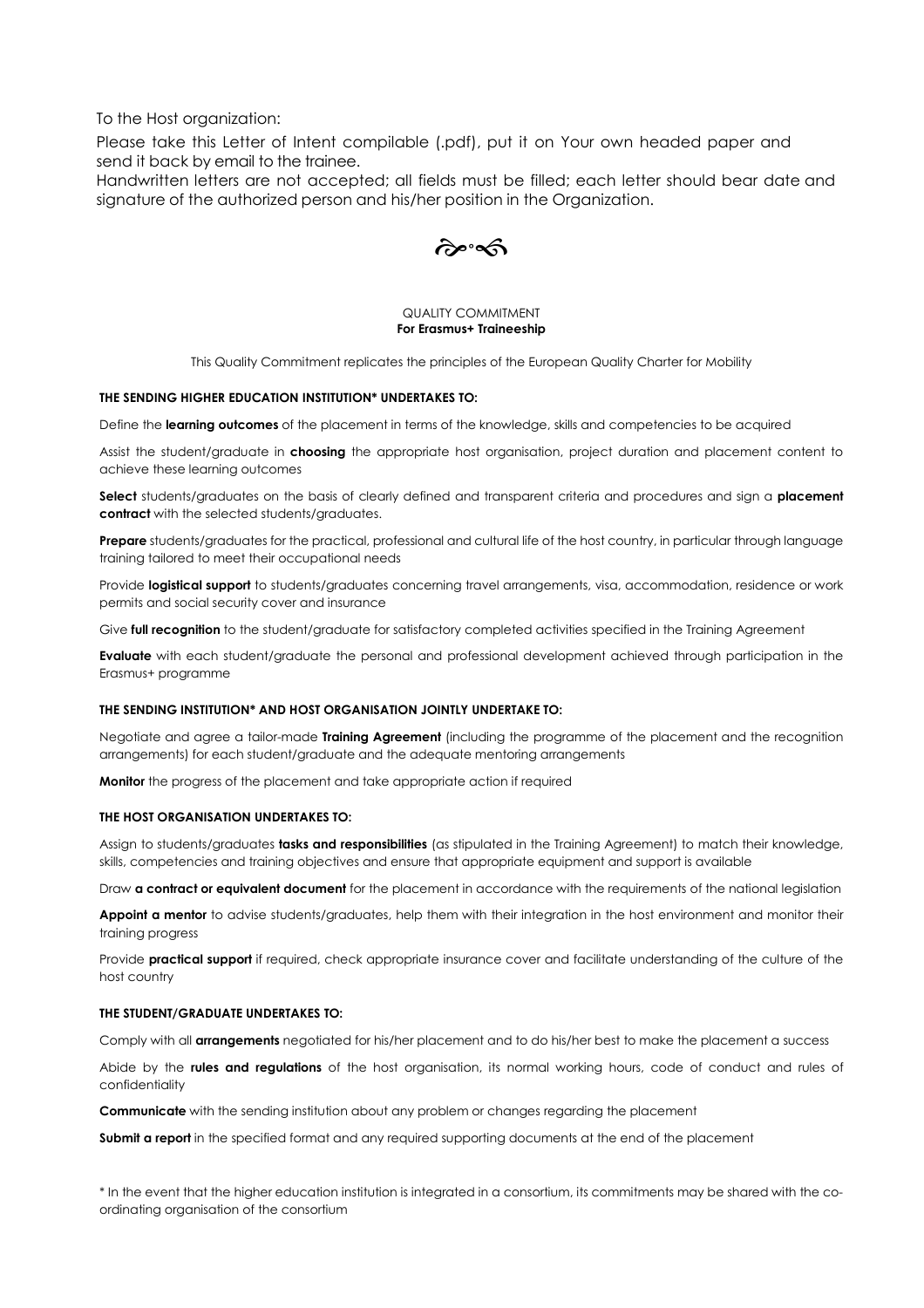To the Host organization:

Please take this Letter of Intent compilable (.pdf), put it on Your own headed paper and send it back by email to the trainee.

Handwritten letters are not accepted; all fields must be filled; each letter should bear date and signature of the authorized person and his/her position in the Organization.

QUALITY COMMITMENT

**For Erasmus+ Traineeship**

This Quality Commitment replicates the principles of the European Quality Charter for Mobility

**THE SENDING HIGHER EDUCATION INSTITUTION* UNDERTAKES TO:**

Define the **learning outcomes** of the placement in terms of the knowledge, skills and competencies to be acquired

Assist the student/graduate in **choosing** the appropriate host organisation, project duration and placement content to achieve these learning outcomes

**Select** students/graduates on the basis of clearly defined and transparent criteria and procedures and sign a **placement contract** with the selected students/graduates.

**Prepare** students/graduates for the practical, professional and cultural life of the host country, in particular through language training tailored to meet their occupational needs

Provide **logistical support** to students/graduates concerning travel arrangements, visa, accommodation, residence or work permits and social security cover and insurance

Give **full recognition** to the student/graduate for satisfactory completed activities specified in the Training Agreement

**Evaluate** with each student/graduate the personal and professional development achieved through participation in the Erasmus+ programme

**THE SENDING INSTITUTION* AND HOST ORGANISATION JOINTLY UNDERTAKE TO:**

Negotiate and agree a tailor-made **Training Agreement** (including the programme of the placement and the recognition arrangements) for each student/graduate and the adequate mentoring arrangements

**Monitor** the progress of the placement and take appropriate action if required

**THE HOST ORGANISATION UNDERTAKES TO:**

Assign to students/graduates **tasks and responsibilities** (as stipulated in the Training Agreement) to match their knowledge, skills, competencies and training objectives and ensure that appropriate equipment and support is available

Draw **a contract or equivalent document** for the placement in accordance with the requirements of the national legislation

**Appoint a mentor** to advise students/graduates, help them with their integration in the host environment and monitor their training progress

Provide **practical support** if required, check appropriate insurance cover and facilitate understanding of the culture of the host country

**THE STUDENT/GRADUATE UNDERTAKES TO:**

Comply with all **arrangements** negotiated for his/her placement and to do his/her best to make the placement a success

Abide by the **rules and regulations** of the host organisation, its normal working hours, code of conduct and rules of confidentiality

**Communicate** with the sending institution about any problem or changes regarding the placement

**Submit a report** in the specified format and any required supporting documents at the end of the placement

* In the event that the higher education institution is integrated in a consortium, its commitments may be shared with the co-ordinating organisation of the consortium